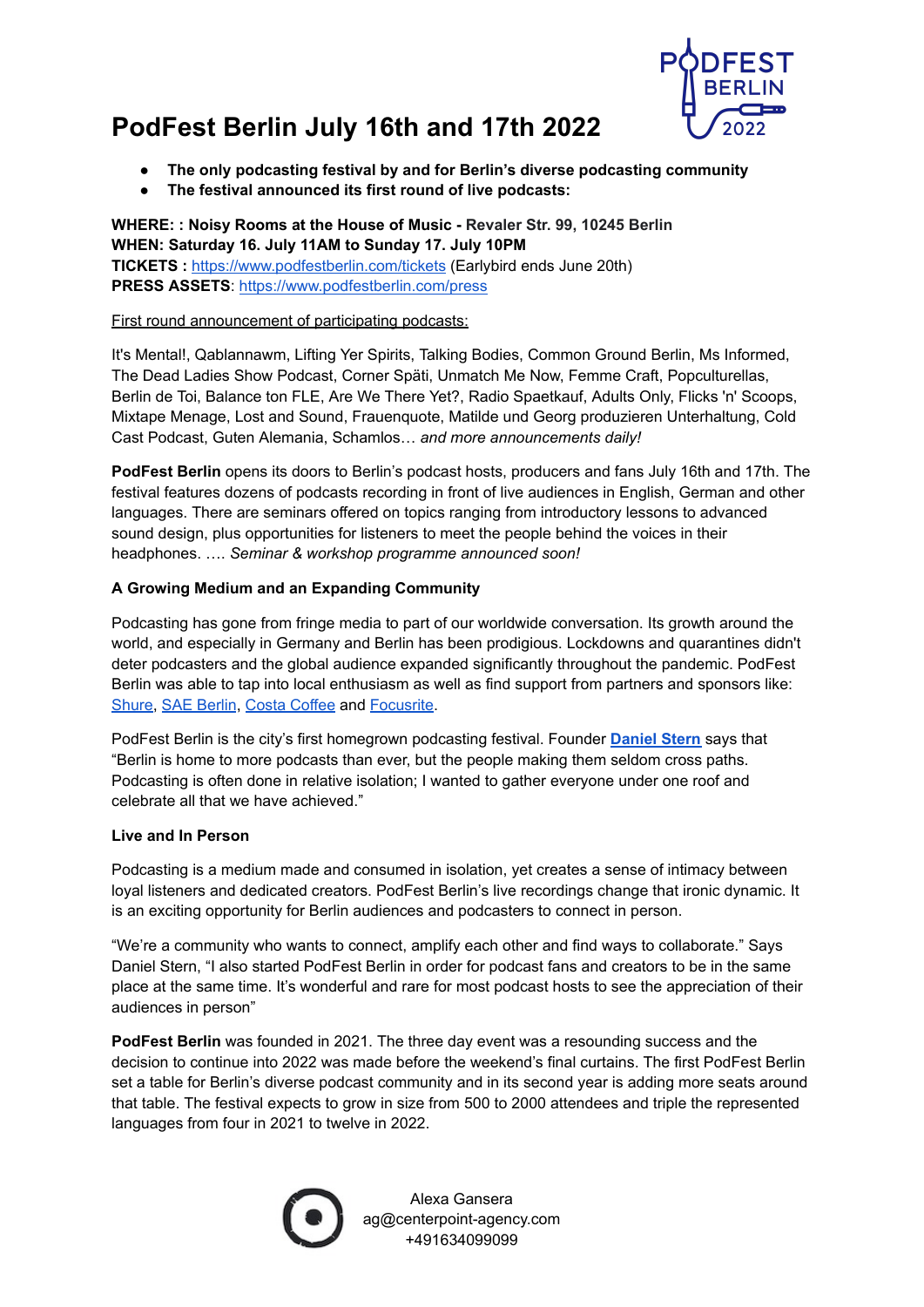# PodFest Berlin July 16th and 17th 2022

- **The only podcasting festival by and for Berlin's diverse podcasting community**
- **The festival announced its first round of live podcasts:**

**WHERE: : Noisy Rooms at the House of Music - Revaler Str. 99, 10245 Berlin**
**WHEN: Saturday 16. July 11AM to Sunday 17. July 10PM**
**TICKETS :** https://www.podfestberlin.com/tickets (Earlybird ends June 20th)
**PRESS ASSETS**: https://www.podfestberlin.com/press

First round announcement of participating podcasts:

It's Mental!, Qablannawm, Lifting Yer Spirits, Talking Bodies, Common Ground Berlin, Ms Informed, The Dead Ladies Show Podcast, Corner Späti, Unmatch Me Now, Femme Craft, Popculturellas, Berlin de Toi, Balance ton FLE, Are We There Yet?, Radio Spaetkauf, Adults Only, Flicks 'n' Scoops, Mixtape Menage, Lost and Sound, Frauenquote, Matilde und Georg produzieren Unterhaltung, Cold Cast Podcast, Guten Alemania, Schamlos… *and more announcements daily!*

**PodFest Berlin** opens its doors to Berlin's podcast hosts, producers and fans July 16th and 17th. The festival features dozens of podcasts recording in front of live audiences in English, German and other languages. There are seminars offered on topics ranging from introductory lessons to advanced sound design, plus opportunities for listeners to meet the people behind the voices in their headphones. …. *Seminar & workshop programme announced soon!*

### A Growing Medium and an Expanding Community

Podcasting has gone from fringe media to part of our worldwide conversation. Its growth around the world, and especially in Germany and Berlin has been prodigious. Lockdowns and quarantines didn't deter podcasters and the global audience expanded significantly throughout the pandemic. PodFest Berlin was able to tap into local enthusiasm as well as find support from partners and sponsors like: Shure, SAE Berlin, Costa Coffee and Focusrite.

PodFest Berlin is the city's first homegrown podcasting festival. Founder **Daniel Stern** says that "Berlin is home to more podcasts than ever, but the people making them seldom cross paths. Podcasting is often done in relative isolation; I wanted to gather everyone under one roof and celebrate all that we have achieved."

### Live and In Person

Podcasting is a medium made and consumed in isolation, yet creates a sense of intimacy between loyal listeners and dedicated creators. PodFest Berlin's live recordings change that ironic dynamic. It is an exciting opportunity for Berlin audiences and podcasters to connect in person.

"We're a community who wants to connect, amplify each other and find ways to collaborate." Says Daniel Stern, "I also started PodFest Berlin in order for podcast fans and creators to be in the same place at the same time. It's wonderful and rare for most podcast hosts to see the appreciation of their audiences in person"

**PodFest Berlin** was founded in 2021. The three day event was a resounding success and the decision to continue into 2022 was made before the weekend's final curtains. The first PodFest Berlin set a table for Berlin's diverse podcast community and in its second year is adding more seats around that table. The festival expects to grow in size from 500 to 2000 attendees and triple the represented languages from four in 2021 to twelve in 2022.

Alexa Gansera
ag@centerpoint-agency.com
+491634099099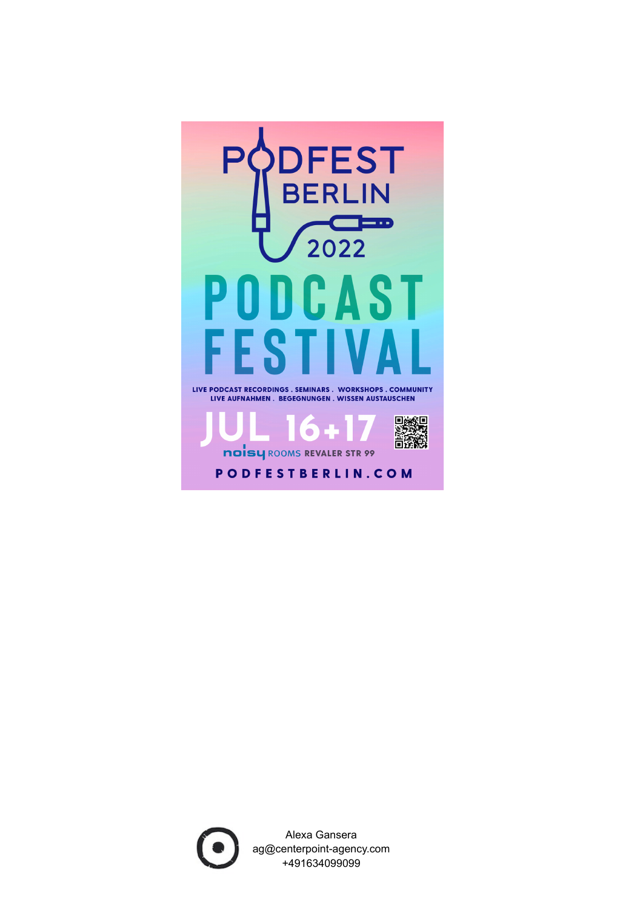# PODFEST BERLIN

2022

# PODCAST FESTIVAL

LIVE PODCAST RECORDINGS . SEMINARS . WORKSHOPS . COMMUNITY

LIVE AUFNAHMEN . BEGEGNUNGEN . WISSEN AUSTAUSCHEN

**JUL 16+17**

noisy ROOMS REVALER STR 99

**PODFESTBERLIN.COM**

Alexa Gansera
ag@centerpoint-agency.com
+491634099099